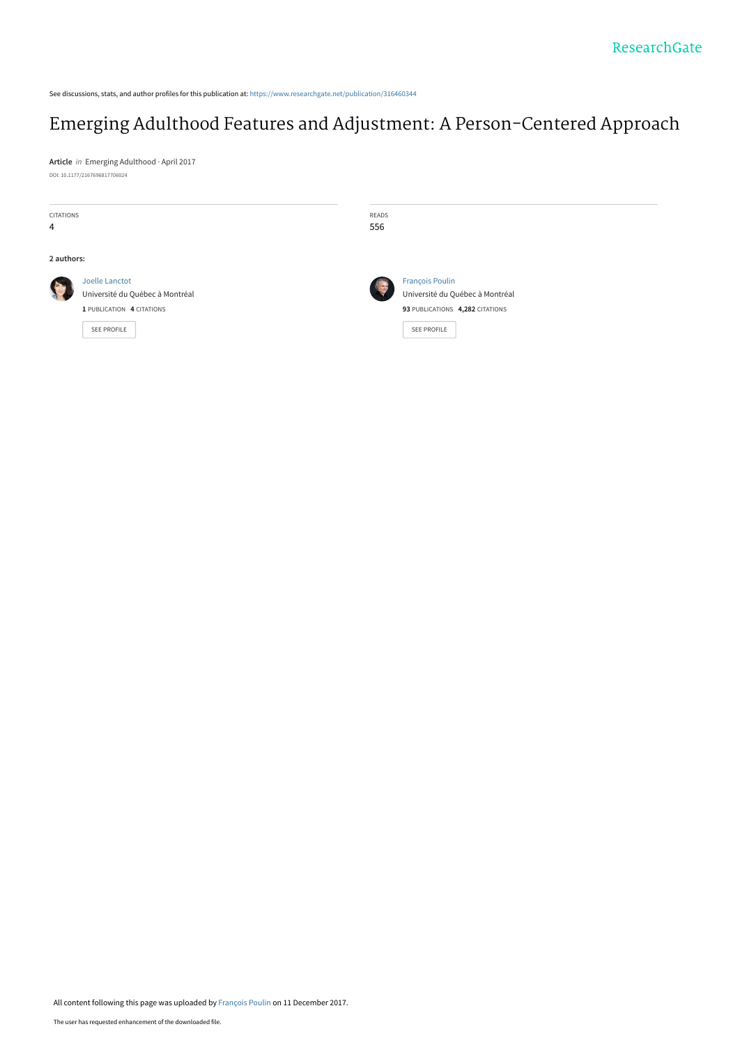See discussions, stats, and author profiles for this publication at: https://www.researchgate.net/publication/316460344

# Emerging Adulthood Features and Adjustment: A Person-Centered Approach

**Article** *in* Emerging Adulthood · April 2017

DOI: 10.1177/2167696817706024

CITATIONS
4

READS
556

**2 authors:**

Joelle Lanctot
Université du Québec à Montréal
**1** PUBLICATION **4** CITATIONS

SEE PROFILE

François Poulin
Université du Québec à Montréal
**93** PUBLICATIONS **4,282** CITATIONS

SEE PROFILE

All content following this page was uploaded by François Poulin on 11 December 2017.

The user has requested enhancement of the downloaded file.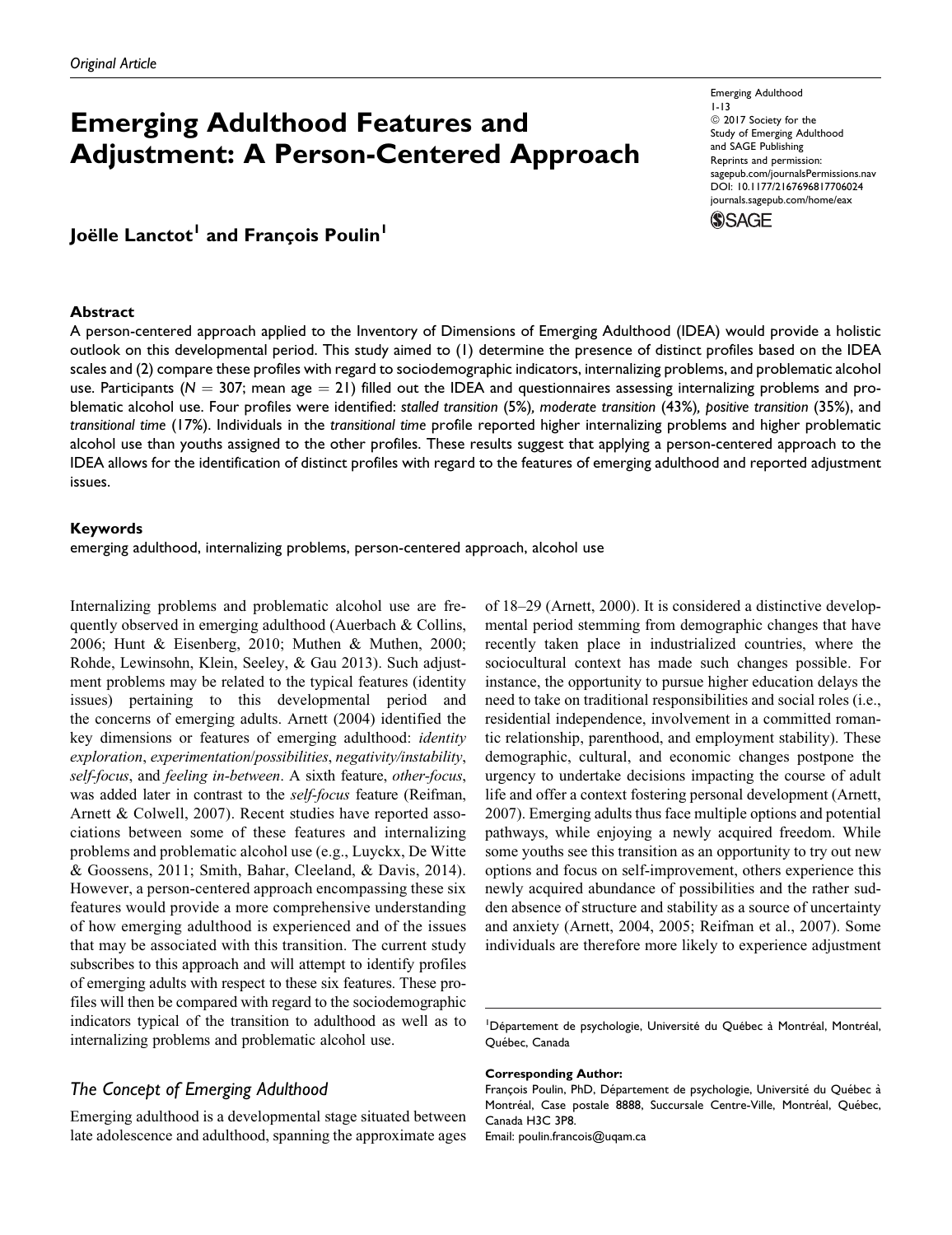Original Article

# Emerging Adulthood Features and Adjustment: A Person-Centered Approach

Emerging Adulthood
1-13
© 2017 Society for the Study of Emerging Adulthood and SAGE Publishing
Reprints and permission: sagepub.com/journalsPermissions.nav
DOI: 10.1177/2167696817706024
journals.sagepub.com/home/eax

**Joëlle Lanctot[1] and François Poulin[1]**

## Abstract

A person-centered approach applied to the Inventory of Dimensions of Emerging Adulthood (IDEA) would provide a holistic outlook on this developmental period. This study aimed to (1) determine the presence of distinct profiles based on the IDEA scales and (2) compare these profiles with regard to sociodemographic indicators, internalizing problems, and problematic alcohol use. Participants ($N = 307$; mean age $= 21$) filled out the IDEA and questionnaires assessing internalizing problems and problematic alcohol use. Four profiles were identified: *stalled transition* (5%), *moderate transition* (43%), *positive transition* (35%), and *transitional time* (17%). Individuals in the *transitional time* profile reported higher internalizing problems and higher problematic alcohol use than youths assigned to the other profiles. These results suggest that applying a person-centered approach to the IDEA allows for the identification of distinct profiles with regard to the features of emerging adulthood and reported adjustment issues.

## Keywords

emerging adulthood, internalizing problems, person-centered approach, alcohol use

Internalizing problems and problematic alcohol use are frequently observed in emerging adulthood (Auerbach & Collins, 2006; Hunt & Eisenberg, 2010; Muthen & Muthen, 2000; Rohde, Lewinsohn, Klein, Seeley, & Gau 2013). Such adjustment problems may be related to the typical features (identity issues) pertaining to this developmental period and the concerns of emerging adults. Arnett (2004) identified the key dimensions or features of emerging adulthood: *identity exploration*, *experimentation/possibilities*, *negativity/instability*, *self-focus*, and *feeling in-between*. A sixth feature, *other-focus*, was added later in contrast to the *self-focus* feature (Reifman, Arnett & Colwell, 2007). Recent studies have reported associations between some of these features and internalizing problems and problematic alcohol use (e.g., Luyckx, De Witte & Goossens, 2011; Smith, Bahar, Cleeland, & Davis, 2014). However, a person-centered approach encompassing these six features would provide a more comprehensive understanding of how emerging adulthood is experienced and of the issues that may be associated with this transition. The current study subscribes to this approach and will attempt to identify profiles of emerging adults with respect to these six features. These profiles will then be compared with regard to the sociodemographic indicators typical of the transition to adulthood as well as to internalizing problems and problematic alcohol use.

### *The Concept of Emerging Adulthood*

Emerging adulthood is a developmental stage situated between late adolescence and adulthood, spanning the approximate ages of 18–29 (Arnett, 2000). It is considered a distinctive developmental period stemming from demographic changes that have recently taken place in industrialized countries, where the sociocultural context has made such changes possible. For instance, the opportunity to pursue higher education delays the need to take on traditional responsibilities and social roles (i.e., residential independence, involvement in a committed romantic relationship, parenthood, and employment stability). These demographic, cultural, and economic changes postpone the urgency to undertake decisions impacting the course of adult life and offer a context fostering personal development (Arnett, 2007). Emerging adults thus face multiple options and potential pathways, while enjoying a newly acquired freedom. While some youths see this transition as an opportunity to try out new options and focus on self-improvement, others experience this newly acquired abundance of possibilities and the rather sudden absence of structure and stability as a source of uncertainty and anxiety (Arnett, 2004, 2005; Reifman et al., 2007). Some individuals are therefore more likely to experience adjustment

[1]Département de psychologie, Université du Québec à Montréal, Montréal, Québec, Canada

**Corresponding Author:**
François Poulin, PhD, Département de psychologie, Université du Québec à Montréal, Case postale 8888, Succursale Centre-Ville, Montréal, Québec, Canada H3C 3P8.
Email: poulin.francois@uqam.ca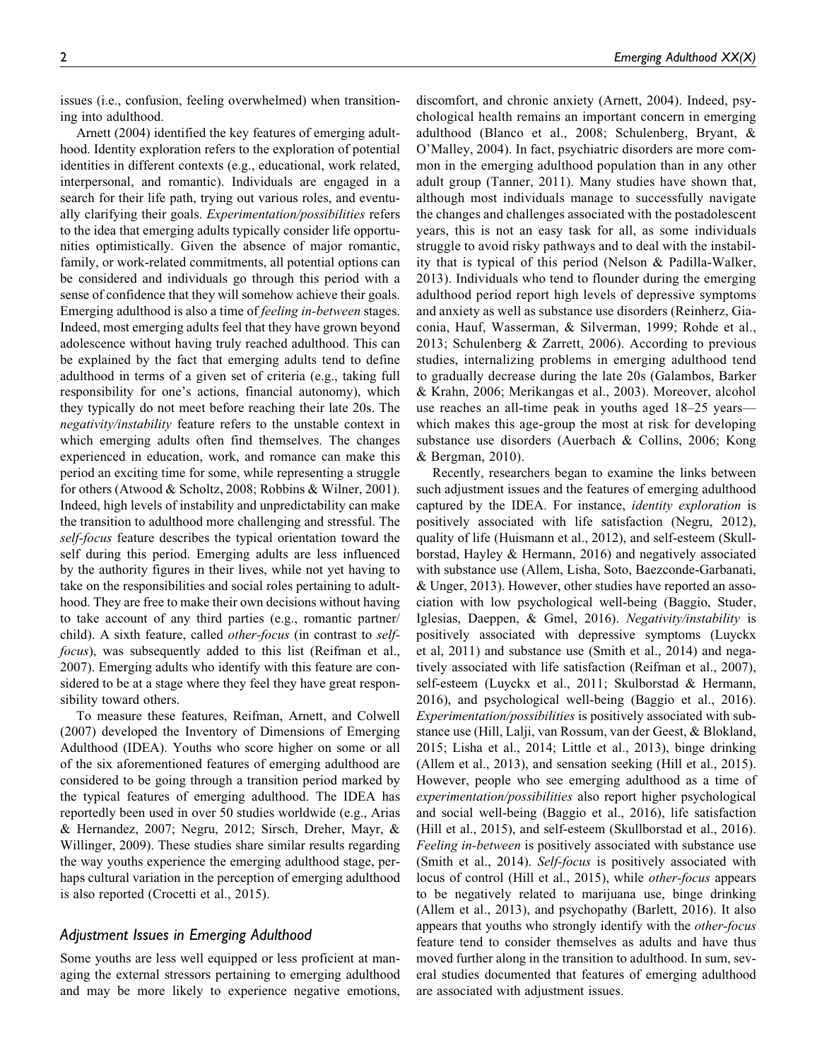issues (i.e., confusion, feeling overwhelmed) when transitioning into adulthood.

Arnett (2004) identified the key features of emerging adulthood. Identity exploration refers to the exploration of potential identities in different contexts (e.g., educational, work related, interpersonal, and romantic). Individuals are engaged in a search for their life path, trying out various roles, and eventually clarifying their goals. *Experimentation/possibilities* refers to the idea that emerging adults typically consider life opportunities optimistically. Given the absence of major romantic, family, or work-related commitments, all potential options can be considered and individuals go through this period with a sense of confidence that they will somehow achieve their goals. Emerging adulthood is also a time of *feeling in-between* stages. Indeed, most emerging adults feel that they have grown beyond adolescence without having truly reached adulthood. This can be explained by the fact that emerging adults tend to define adulthood in terms of a given set of criteria (e.g., taking full responsibility for one's actions, financial autonomy), which they typically do not meet before reaching their late 20s. The *negativity/instability* feature refers to the unstable context in which emerging adults often find themselves. The changes experienced in education, work, and romance can make this period an exciting time for some, while representing a struggle for others (Atwood & Scholtz, 2008; Robbins & Wilner, 2001). Indeed, high levels of instability and unpredictability can make the transition to adulthood more challenging and stressful. The *self-focus* feature describes the typical orientation toward the self during this period. Emerging adults are less influenced by the authority figures in their lives, while not yet having to take on the responsibilities and social roles pertaining to adulthood. They are free to make their own decisions without having to take account of any third parties (e.g., romantic partner/child). A sixth feature, called *other-focus* (in contrast to *self-focus*), was subsequently added to this list (Reifman et al., 2007). Emerging adults who identify with this feature are considered to be at a stage where they feel they have great responsibility toward others.

To measure these features, Reifman, Arnett, and Colwell (2007) developed the Inventory of Dimensions of Emerging Adulthood (IDEA). Youths who score higher on some or all of the six aforementioned features of emerging adulthood are considered to be going through a transition period marked by the typical features of emerging adulthood. The IDEA has reportedly been used in over 50 studies worldwide (e.g., Arias & Hernandez, 2007; Negru, 2012; Sirsch, Dreher, Mayr, & Willinger, 2009). These studies share similar results regarding the way youths experience the emerging adulthood stage, perhaps cultural variation in the perception of emerging adulthood is also reported (Crocetti et al., 2015).

## Adjustment Issues in Emerging Adulthood

Some youths are less well equipped or less proficient at managing the external stressors pertaining to emerging adulthood and may be more likely to experience negative emotions, discomfort, and chronic anxiety (Arnett, 2004). Indeed, psychological health remains an important concern in emerging adulthood (Blanco et al., 2008; Schulenberg, Bryant, & O'Malley, 2004). In fact, psychiatric disorders are more common in the emerging adulthood population than in any other adult group (Tanner, 2011). Many studies have shown that, although most individuals manage to successfully navigate the changes and challenges associated with the postadolescent years, this is not an easy task for all, as some individuals struggle to avoid risky pathways and to deal with the instability that is typical of this period (Nelson & Padilla-Walker, 2013). Individuals who tend to flounder during the emerging adulthood period report high levels of depressive symptoms and anxiety as well as substance use disorders (Reinherz, Giaconia, Hauf, Wasserman, & Silverman, 1999; Rohde et al., 2013; Schulenberg & Zarrett, 2006). According to previous studies, internalizing problems in emerging adulthood tend to gradually decrease during the late 20s (Galambos, Barker & Krahn, 2006; Merikangas et al., 2003). Moreover, alcohol use reaches an all-time peak in youths aged 18–25 years—which makes this age-group the most at risk for developing substance use disorders (Auerbach & Collins, 2006; Kong & Bergman, 2010).

Recently, researchers began to examine the links between such adjustment issues and the features of emerging adulthood captured by the IDEA. For instance, *identity exploration* is positively associated with life satisfaction (Negru, 2012), quality of life (Huismann et al., 2012), and self-esteem (Skullborstad, Hayley & Hermann, 2016) and negatively associated with substance use (Allem, Lisha, Soto, Baezconde-Garbanati, & Unger, 2013). However, other studies have reported an association with low psychological well-being (Baggio, Studer, Iglesias, Daeppen, & Gmel, 2016). *Negativity/instability* is positively associated with depressive symptoms (Luyckx et al, 2011) and substance use (Smith et al., 2014) and negatively associated with life satisfaction (Reifman et al., 2007), self-esteem (Luyckx et al., 2011; Skulborstad & Hermann, 2016), and psychological well-being (Baggio et al., 2016). *Experimentation/possibilities* is positively associated with substance use (Hill, Lalji, van Rossum, van der Geest, & Blokland, 2015; Lisha et al., 2014; Little et al., 2013), binge drinking (Allem et al., 2013), and sensation seeking (Hill et al., 2015). However, people who see emerging adulthood as a time of *experimentation/possibilities* also report higher psychological and social well-being (Baggio et al., 2016), life satisfaction (Hill et al., 2015), and self-esteem (Skullborstad et al., 2016). *Feeling in-between* is positively associated with substance use (Smith et al., 2014). *Self-focus* is positively associated with locus of control (Hill et al., 2015), while *other-focus* appears to be negatively related to marijuana use, binge drinking (Allem et al., 2013), and psychopathy (Barlett, 2016). It also appears that youths who strongly identify with the *other-focus* feature tend to consider themselves as adults and have thus moved further along in the transition to adulthood. In sum, several studies documented that features of emerging adulthood are associated with adjustment issues.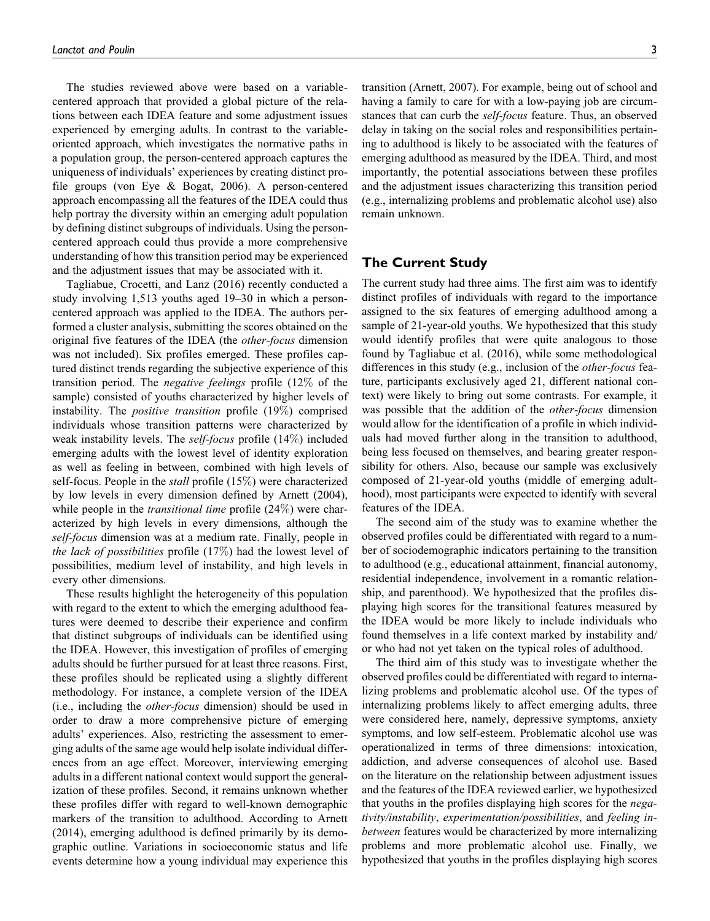The studies reviewed above were based on a variable-centered approach that provided a global picture of the relations between each IDEA feature and some adjustment issues experienced by emerging adults. In contrast to the variable-oriented approach, which investigates the normative paths in a population group, the person-centered approach captures the uniqueness of individuals' experiences by creating distinct profile groups (von Eye & Bogat, 2006). A person-centered approach encompassing all the features of the IDEA could thus help portray the diversity within an emerging adult population by defining distinct subgroups of individuals. Using the person-centered approach could thus provide a more comprehensive understanding of how this transition period may be experienced and the adjustment issues that may be associated with it.

Tagliabue, Crocetti, and Lanz (2016) recently conducted a study involving 1,513 youths aged 19–30 in which a person-centered approach was applied to the IDEA. The authors performed a cluster analysis, submitting the scores obtained on the original five features of the IDEA (the *other-focus* dimension was not included). Six profiles emerged. These profiles captured distinct trends regarding the subjective experience of this transition period. The *negative feelings* profile (12% of the sample) consisted of youths characterized by higher levels of instability. The *positive transition* profile (19%) comprised individuals whose transition patterns were characterized by weak instability levels. The *self-focus* profile (14%) included emerging adults with the lowest level of identity exploration as well as feeling in between, combined with high levels of self-focus. People in the *stall* profile (15%) were characterized by low levels in every dimension defined by Arnett (2004), while people in the *transitional time* profile (24%) were characterized by high levels in every dimensions, although the *self-focus* dimension was at a medium rate. Finally, people in *the lack of possibilities* profile (17%) had the lowest level of possibilities, medium level of instability, and high levels in every other dimensions.

These results highlight the heterogeneity of this population with regard to the extent to which the emerging adulthood features were deemed to describe their experience and confirm that distinct subgroups of individuals can be identified using the IDEA. However, this investigation of profiles of emerging adults should be further pursued for at least three reasons. First, these profiles should be replicated using a slightly different methodology. For instance, a complete version of the IDEA (i.e., including the *other-focus* dimension) should be used in order to draw a more comprehensive picture of emerging adults' experiences. Also, restricting the assessment to emerging adults of the same age would help isolate individual differences from an age effect. Moreover, interviewing emerging adults in a different national context would support the generalization of these profiles. Second, it remains unknown whether these profiles differ with regard to well-known demographic markers of the transition to adulthood. According to Arnett (2014), emerging adulthood is defined primarily by its demographic outline. Variations in socioeconomic status and life events determine how a young individual may experience this transition (Arnett, 2007). For example, being out of school and having a family to care for with a low-paying job are circumstances that can curb the *self-focus* feature. Thus, an observed delay in taking on the social roles and responsibilities pertaining to adulthood is likely to be associated with the features of emerging adulthood as measured by the IDEA. Third, and most importantly, the potential associations between these profiles and the adjustment issues characterizing this transition period (e.g., internalizing problems and problematic alcohol use) also remain unknown.

## The Current Study

The current study had three aims. The first aim was to identify distinct profiles of individuals with regard to the importance assigned to the six features of emerging adulthood among a sample of 21-year-old youths. We hypothesized that this study would identify profiles that were quite analogous to those found by Tagliabue et al. (2016), while some methodological differences in this study (e.g., inclusion of the *other-focus* feature, participants exclusively aged 21, different national context) were likely to bring out some contrasts. For example, it was possible that the addition of the *other-focus* dimension would allow for the identification of a profile in which individuals had moved further along in the transition to adulthood, being less focused on themselves, and bearing greater responsibility for others. Also, because our sample was exclusively composed of 21-year-old youths (middle of emerging adulthood), most participants were expected to identify with several features of the IDEA.

The second aim of the study was to examine whether the observed profiles could be differentiated with regard to a number of sociodemographic indicators pertaining to the transition to adulthood (e.g., educational attainment, financial autonomy, residential independence, involvement in a romantic relationship, and parenthood). We hypothesized that the profiles displaying high scores for the transitional features measured by the IDEA would be more likely to include individuals who found themselves in a life context marked by instability and/or who had not yet taken on the typical roles of adulthood.

The third aim of this study was to investigate whether the observed profiles could be differentiated with regard to internalizing problems and problematic alcohol use. Of the types of internalizing problems likely to affect emerging adults, three were considered here, namely, depressive symptoms, anxiety symptoms, and low self-esteem. Problematic alcohol use was operationalized in terms of three dimensions: intoxication, addiction, and adverse consequences of alcohol use. Based on the literature on the relationship between adjustment issues and the features of the IDEA reviewed earlier, we hypothesized that youths in the profiles displaying high scores for the *negativity/instability*, *experimentation/possibilities*, and *feeling in-between* features would be characterized by more internalizing problems and more problematic alcohol use. Finally, we hypothesized that youths in the profiles displaying high scores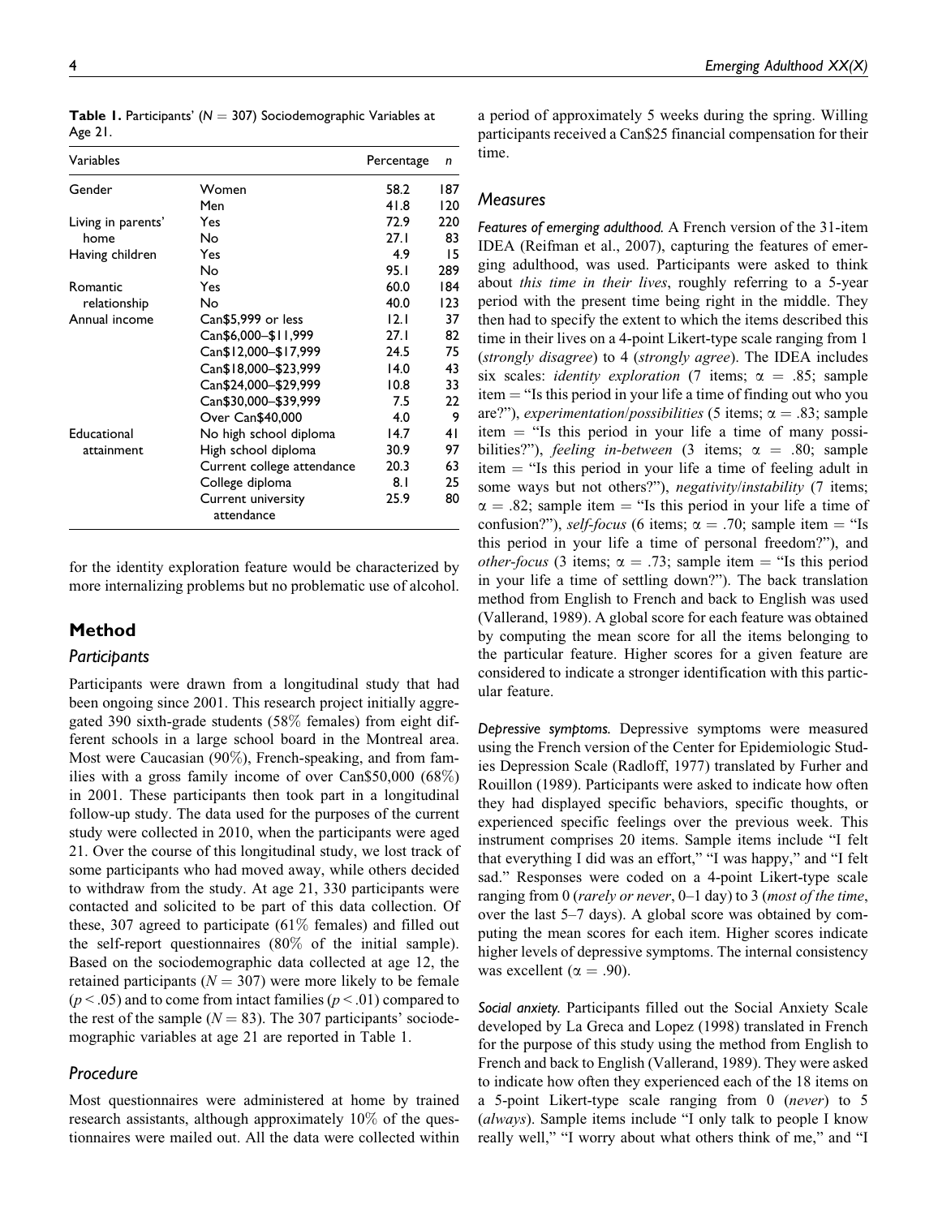**Table 1.** Participants' ($N = 307$) Sociodemographic Variables at Age 21.

| Variables | | Percentage | n |
|---|---|---|---|
| Gender | Women | 58.2 | 187 |
| | Men | 41.8 | 120 |
| Living in parents' home | Yes | 72.9 | 220 |
| | No | 27.1 | 83 |
| Having children | Yes | 4.9 | 15 |
| | No | 95.1 | 289 |
| Romantic relationship | Yes | 60.0 | 184 |
| | No | 40.0 | 123 |
| Annual income | Can$5,999 or less | 12.1 | 37 |
| | Can$6,000–$11,999 | 27.1 | 82 |
| | Can$12,000–$17,999 | 24.5 | 75 |
| | Can$18,000–$23,999 | 14.0 | 43 |
| | Can$24,000–$29,999 | 10.8 | 33 |
| | Can$30,000–$39,999 | 7.5 | 22 |
| | Over Can$40,000 | 4.0 | 9 |
| Educational attainment | No high school diploma | 14.7 | 41 |
| | High school diploma | 30.9 | 97 |
| | Current college attendance | 20.3 | 63 |
| | College diploma | 8.1 | 25 |
| | Current university attendance | 25.9 | 80 |

for the identity exploration feature would be characterized by more internalizing problems but no problematic use of alcohol.

## Method

### Participants

Participants were drawn from a longitudinal study that had been ongoing since 2001. This research project initially aggregated 390 sixth-grade students (58% females) from eight different schools in a large school board in the Montreal area. Most were Caucasian (90%), French-speaking, and from families with a gross family income of over Can$50,000 (68%) in 2001. These participants then took part in a longitudinal follow-up study. The data used for the purposes of the current study were collected in 2010, when the participants were aged 21. Over the course of this longitudinal study, we lost track of some participants who had moved away, while others decided to withdraw from the study. At age 21, 330 participants were contacted and solicited to be part of this data collection. Of these, 307 agreed to participate (61% females) and filled out the self-report questionnaires (80% of the initial sample). Based on the sociodemographic data collected at age 12, the retained participants ($N = 307$) were more likely to be female ($p < .05$) and to come from intact families ($p < .01$) compared to the rest of the sample ($N = 83$). The 307 participants' sociodemographic variables at age 21 are reported in Table 1.

### Procedure

Most questionnaires were administered at home by trained research assistants, although approximately 10% of the questionnaires were mailed out. All the data were collected within a period of approximately 5 weeks during the spring. Willing participants received a Can$25 financial compensation for their time.

### Measures

***Features of emerging adulthood.*** A French version of the 31-item IDEA (Reifman et al., 2007), capturing the features of emerging adulthood, was used. Participants were asked to think about *this time in their lives*, roughly referring to a 5-year period with the present time being right in the middle. They then had to specify the extent to which the items described this time in their lives on a 4-point Likert-type scale ranging from 1 (*strongly disagree*) to 4 (*strongly agree*). The IDEA includes six scales: *identity exploration* (7 items; $\alpha = .85$; sample item = "Is this period in your life a time of finding out who you are?"), *experimentation/possibilities* (5 items; $\alpha = .83$; sample item = "Is this period in your life a time of many possibilities?"), *feeling in-between* (3 items; $\alpha = .80$; sample item = "Is this period in your life a time of feeling adult in some ways but not others?"), *negativity/instability* (7 items; $\alpha = .82$; sample item = "Is this period in your life a time of confusion?"), *self-focus* (6 items; $\alpha = .70$; sample item = "Is this period in your life a time of personal freedom?"), and *other-focus* (3 items; $\alpha = .73$; sample item = "Is this period in your life a time of settling down?"). The back translation method from English to French and back to English was used (Vallerand, 1989). A global score for each feature was obtained by computing the mean score for all the items belonging to the particular feature. Higher scores for a given feature are considered to indicate a stronger identification with this particular feature.

***Depressive symptoms.*** Depressive symptoms were measured using the French version of the Center for Epidemiologic Studies Depression Scale (Radloff, 1977) translated by Furher and Rouillon (1989). Participants were asked to indicate how often they had displayed specific behaviors, specific thoughts, or experienced specific feelings over the previous week. This instrument comprises 20 items. Sample items include "I felt that everything I did was an effort," "I was happy," and "I felt sad." Responses were coded on a 4-point Likert-type scale ranging from 0 (*rarely or never*, 0–1 day) to 3 (*most of the time*, over the last 5–7 days). A global score was obtained by computing the mean scores for each item. Higher scores indicate higher levels of depressive symptoms. The internal consistency was excellent ($\alpha = .90$).

***Social anxiety.*** Participants filled out the Social Anxiety Scale developed by La Greca and Lopez (1998) translated in French for the purpose of this study using the method from English to French and back to English (Vallerand, 1989). They were asked to indicate how often they experienced each of the 18 items on a 5-point Likert-type scale ranging from 0 (*never*) to 5 (*always*). Sample items include "I only talk to people I know really well," "I worry about what others think of me," and "I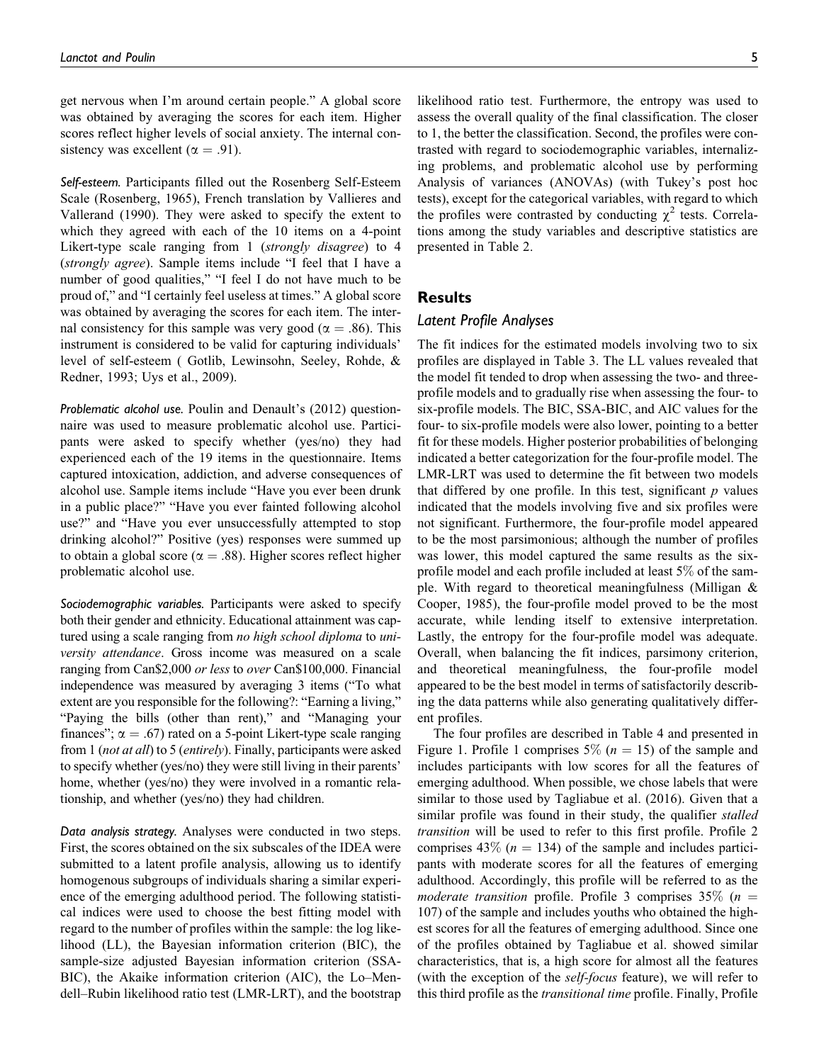get nervous when I'm around certain people." A global score was obtained by averaging the scores for each item. Higher scores reflect higher levels of social anxiety. The internal consistency was excellent ($\alpha = .91$).

*Self-esteem.* Participants filled out the Rosenberg Self-Esteem Scale (Rosenberg, 1965), French translation by Vallieres and Vallerand (1990). They were asked to specify the extent to which they agreed with each of the 10 items on a 4-point Likert-type scale ranging from 1 (*strongly disagree*) to 4 (*strongly agree*). Sample items include "I feel that I have a number of good qualities," "I feel I do not have much to be proud of," and "I certainly feel useless at times." A global score was obtained by averaging the scores for each item. The internal consistency for this sample was very good ($\alpha = .86$). This instrument is considered to be valid for capturing individuals' level of self-esteem ( Gotlib, Lewinsohn, Seeley, Rohde, & Redner, 1993; Uys et al., 2009).

*Problematic alcohol use.* Poulin and Denault's (2012) questionnaire was used to measure problematic alcohol use. Participants were asked to specify whether (yes/no) they had experienced each of the 19 items in the questionnaire. Items captured intoxication, addiction, and adverse consequences of alcohol use. Sample items include "Have you ever been drunk in a public place?" "Have you ever fainted following alcohol use?" and "Have you ever unsuccessfully attempted to stop drinking alcohol?" Positive (yes) responses were summed up to obtain a global score ($\alpha = .88$). Higher scores reflect higher problematic alcohol use.

*Sociodemographic variables.* Participants were asked to specify both their gender and ethnicity. Educational attainment was captured using a scale ranging from *no high school diploma* to *university attendance*. Gross income was measured on a scale ranging from Can\$2,000 *or less* to *over* Can\$100,000. Financial independence was measured by averaging 3 items ("To what extent are you responsible for the following?: "Earning a living," "Paying the bills (other than rent)," and "Managing your finances"; $\alpha = .67$) rated on a 5-point Likert-type scale ranging from 1 (*not at all*) to 5 (*entirely*). Finally, participants were asked to specify whether (yes/no) they were still living in their parents' home, whether (yes/no) they were involved in a romantic relationship, and whether (yes/no) they had children.

*Data analysis strategy.* Analyses were conducted in two steps. First, the scores obtained on the six subscales of the IDEA were submitted to a latent profile analysis, allowing us to identify homogenous subgroups of individuals sharing a similar experience of the emerging adulthood period. The following statistical indices were used to choose the best fitting model with regard to the number of profiles within the sample: the log likelihood (LL), the Bayesian information criterion (BIC), the sample-size adjusted Bayesian information criterion (SSA-BIC), the Akaike information criterion (AIC), the Lo–Mendell–Rubin likelihood ratio test (LMR-LRT), and the bootstrap likelihood ratio test. Furthermore, the entropy was used to assess the overall quality of the final classification. The closer to 1, the better the classification. Second, the profiles were contrasted with regard to sociodemographic variables, internalizing problems, and problematic alcohol use by performing Analysis of variances (ANOVAs) (with Tukey's post hoc tests), except for the categorical variables, with regard to which the profiles were contrasted by conducting $\chi^2$ tests. Correlations among the study variables and descriptive statistics are presented in Table 2.

## Results

### Latent Profile Analyses

The fit indices for the estimated models involving two to six profiles are displayed in Table 3. The LL values revealed that the model fit tended to drop when assessing the two- and three-profile models and to gradually rise when assessing the four- to six-profile models. The BIC, SSA-BIC, and AIC values for the four- to six-profile models were also lower, pointing to a better fit for these models. Higher posterior probabilities of belonging indicated a better categorization for the four-profile model. The LMR-LRT was used to determine the fit between two models that differed by one profile. In this test, significant $p$ values indicated that the models involving five and six profiles were not significant. Furthermore, the four-profile model appeared to be the most parsimonious; although the number of profiles was lower, this model captured the same results as the six-profile model and each profile included at least 5% of the sample. With regard to theoretical meaningfulness (Milligan & Cooper, 1985), the four-profile model proved to be the most accurate, while lending itself to extensive interpretation. Lastly, the entropy for the four-profile model was adequate. Overall, when balancing the fit indices, parsimony criterion, and theoretical meaningfulness, the four-profile model appeared to be the best model in terms of satisfactorily describing the data patterns while also generating qualitatively different profiles.

The four profiles are described in Table 4 and presented in Figure 1. Profile 1 comprises 5% ($n = 15$) of the sample and includes participants with low scores for all the features of emerging adulthood. When possible, we chose labels that were similar to those used by Tagliabue et al. (2016). Given that a similar profile was found in their study, the qualifier *stalled transition* will be used to refer to this first profile. Profile 2 comprises 43% ($n = 134$) of the sample and includes participants with moderate scores for all the features of emerging adulthood. Accordingly, this profile will be referred to as the *moderate transition* profile. Profile 3 comprises 35% ($n = 107$) of the sample and includes youths who obtained the highest scores for all the features of emerging adulthood. Since one of the profiles obtained by Tagliabue et al. showed similar characteristics, that is, a high score for almost all the features (with the exception of the *self-focus* feature), we will refer to this third profile as the *transitional time* profile. Finally, Profile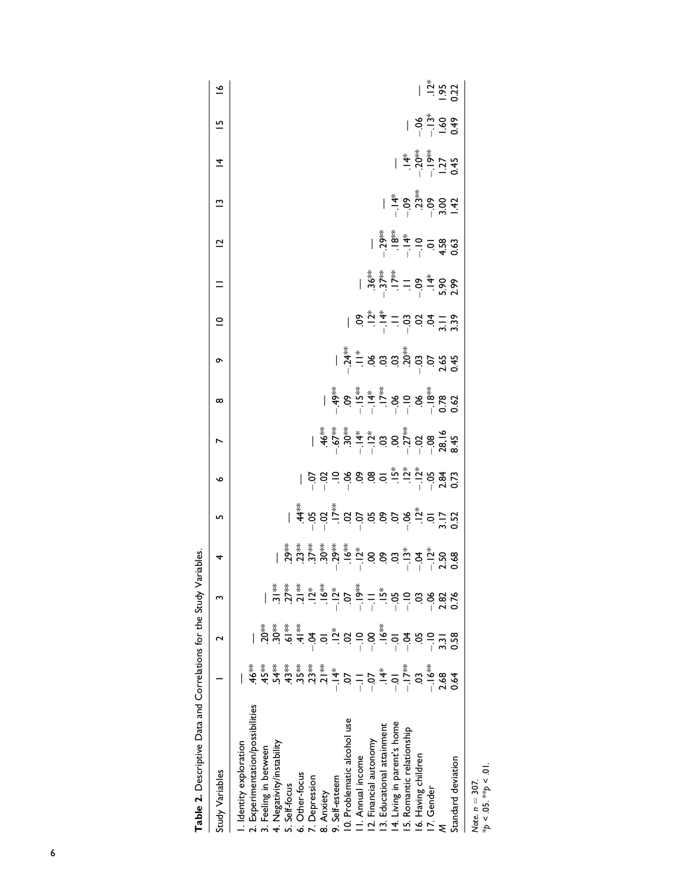**Table 2.** Descriptive Data and Correlations for the Study Variables.

| Study Variables | 1 | 2 | 3 | 4 | 5 | 6 | 7 | 8 | 9 | 10 | 11 | 12 | 13 | 14 | 15 | 16 |
|---|---|---|---|---|---|---|---|---|---|---|---|---|---|---|---|---|
| 1. Identity exploration | — | | | | | | | | | | | | | | | |
| 2. Experimentation/possibilities | .46** | — | | | | | | | | | | | | | | |
| 3. Feeling in between | .45** | .20** | — | | | | | | | | | | | | | |
| 4. Negativity/instability | .54** | .30** | .31** | — | | | | | | | | | | | | |
| 5. Self-focus | .43** | .61** | .27** | .29** | — | | | | | | | | | | | |
| 6. Other-focus | .35** | .41** | .21** | .23** | .44** | — | | | | | | | | | | |
| 7. Depression | .23** | −.04 | .12* | .37** | −.05 | −.07 | — | | | | | | | | | |
| 8. Anxiety | .21** | .01 | .16** | .30** | −.02 | −.02 | .46** | — | | | | | | | | |
| 9. Self-esteem | −.14* | .12* | −.12* | −.29** | .17** | .10 | −.67** | −.49** | — | | | | | | | |
| 10. Problematic alcohol use | .07 | .02 | .07 | .16** | .02 | −.06 | .30** | .09 | −.24** | — | | | | | | |
| 11. Annual income | −.11 | −.10 | −.19** | −.12* | −.07 | .09 | −.14* | −.15** | .11* | .09 | — | | | | | |
| 12. Financial autonomy | −.07 | −.00 | −.11 | .00 | .05 | .08 | −.12* | −.14* | .06 | .12* | .36** | — | | | | |
| 13. Educational attainment | .14* | .16** | .15* | .09 | .09 | .01 | .03 | .17** | .03 | −.14* | −.37** | −.29** | — | | | |
| 14. Living in parent's home | −.01 | −.01 | −.05 | .03 | .07 | .15* | .00 | −.06 | .03 | .11 | .17** | .18** | −.14* | — | | |
| 15. Romantic relationship | −.17** | −.04 | −.10 | −.13* | −.06 | .12* | −.27** | −.10 | .20** | −.03 | .11 | −.14* | −.09 | .14* | — | |
| 16. Having children | .03 | .05 | .03 | −.04 | .12* | −.12* | −.02 | .06 | −.03 | .02 | −.09 | −.10 | .23** | −.20** | −.06 | — |
| 17. Gender | −.16** | −.10 | −.06 | −.12* | .01 | −.05 | −.08 | −.18** | .07 | .04 | .14* | .01 | −.09 | −.19** | −.13* | .12* |
| *M* | 2.68 | 3.31 | 2.82 | 2.50 | 3.17 | 2.84 | 28.16 | 0.78 | 2.65 | 3.11 | 5.90 | 4.58 | 3.00 | 1.27 | 1.60 | 1.95 |
| Standard deviation | 0.64 | 0.58 | 0.76 | 0.68 | 0.52 | 0.73 | 8.45 | 0.62 | 0.45 | 3.39 | 2.99 | 0.63 | 1.42 | 0.45 | 0.49 | 0.22 |

*Note. n* = 307.
*$p < .05$. **$p < .01$.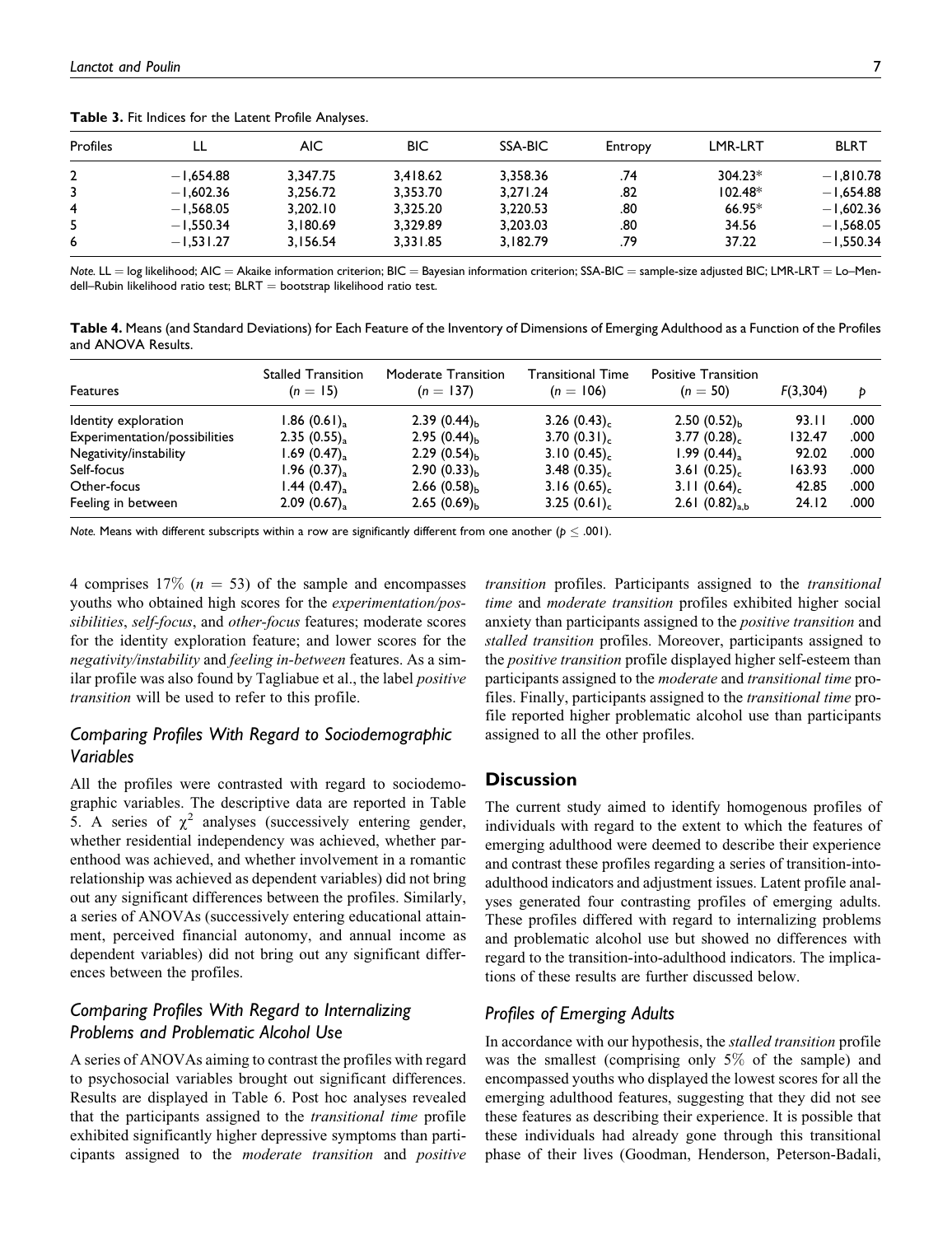**Table 3.** Fit Indices for the Latent Profile Analyses.

| Profiles | LL | AIC | BIC | SSA-BIC | Entropy | LMR-LRT | BLRT |
|---|---|---|---|---|---|---|---|
| 2 | −1,654.88 | 3,347.75 | 3,418.62 | 3,358.36 | .74 | 304.23* | −1,810.78 |
| 3 | −1,602.36 | 3,256.72 | 3,353.70 | 3,271.24 | .82 | 102.48* | −1,654.88 |
| 4 | −1,568.05 | 3,202.10 | 3,325.20 | 3,220.53 | .80 | 66.95* | −1,602.36 |
| 5 | −1,550.34 | 3,180.69 | 3,329.89 | 3,203.03 | .80 | 34.56 | −1,568.05 |
| 6 | −1,531.27 | 3,156.54 | 3,331.85 | 3,182.79 | .79 | 37.22 | −1,550.34 |

*Note.* LL = log likelihood; AIC = Akaike information criterion; BIC = Bayesian information criterion; SSA-BIC = sample-size adjusted BIC; LMR-LRT = Lo–Mendell–Rubin likelihood ratio test; BLRT = bootstrap likelihood ratio test.

**Table 4.** Means (and Standard Deviations) for Each Feature of the Inventory of Dimensions of Emerging Adulthood as a Function of the Profiles and ANOVA Results.

| Features | Stalled Transition ($n$ = 15) | Moderate Transition ($n$ = 137) | Transitional Time ($n$ = 106) | Positive Transition ($n$ = 50) | $F(3,304)$ | $p$ |
|---|---|---|---|---|---|---|
| Identity exploration | 1.86 $(0.61)_a$ | 2.39 $(0.44)_b$ | 3.26 $(0.43)_c$ | 2.50 $(0.52)_b$ | 93.11 | .000 |
| Experimentation/possibilities | 2.35 $(0.55)_a$ | 2.95 $(0.44)_b$ | 3.70 $(0.31)_c$ | 3.77 $(0.28)_c$ | 132.47 | .000 |
| Negativity/instability | 1.69 $(0.47)_a$ | 2.29 $(0.54)_b$ | 3.10 $(0.45)_c$ | 1.99 $(0.44)_a$ | 92.02 | .000 |
| Self-focus | 1.96 $(0.37)_a$ | 2.90 $(0.33)_b$ | 3.48 $(0.35)_c$ | 3.61 $(0.25)_c$ | 163.93 | .000 |
| Other-focus | 1.44 $(0.47)_a$ | 2.66 $(0.58)_b$ | 3.16 $(0.65)_c$ | 3.11 $(0.64)_c$ | 42.85 | .000 |
| Feeling in between | 2.09 $(0.67)_a$ | 2.65 $(0.69)_b$ | 3.25 $(0.61)_c$ | 2.61 $(0.82)_{a,b}$ | 24.12 | .000 |

*Note.* Means with different subscripts within a row are significantly different from one another ($p \leq .001$).

4 comprises 17% ($n$ = 53) of the sample and encompasses youths who obtained high scores for the *experimentation/possibilities*, *self-focus*, and *other-focus* features; moderate scores for the identity exploration feature; and lower scores for the *negativity/instability* and *feeling in-between* features. As a similar profile was also found by Tagliabue et al., the label *positive transition* will be used to refer to this profile.

### Comparing Profiles With Regard to Sociodemographic Variables

All the profiles were contrasted with regard to sociodemographic variables. The descriptive data are reported in Table 5. A series of $\chi^2$ analyses (successively entering gender, whether residential independency was achieved, whether parenthood was achieved, and whether involvement in a romantic relationship was achieved as dependent variables) did not bring out any significant differences between the profiles. Similarly, a series of ANOVAs (successively entering educational attainment, perceived financial autonomy, and annual income as dependent variables) did not bring out any significant differences between the profiles.

### Comparing Profiles With Regard to Internalizing Problems and Problematic Alcohol Use

A series of ANOVAs aiming to contrast the profiles with regard to psychosocial variables brought out significant differences. Results are displayed in Table 6. Post hoc analyses revealed that the participants assigned to the *transitional time* profile exhibited significantly higher depressive symptoms than participants assigned to the *moderate transition* and *positive transition* profiles. Participants assigned to the *transitional time* and *moderate transition* profiles exhibited higher social anxiety than participants assigned to the *positive transition* and *stalled transition* profiles. Moreover, participants assigned to the *positive transition* profile displayed higher self-esteem than participants assigned to the *moderate* and *transitional time* profiles. Finally, participants assigned to the *transitional time* profile reported higher problematic alcohol use than participants assigned to all the other profiles.

## Discussion

The current study aimed to identify homogenous profiles of individuals with regard to the extent to which the features of emerging adulthood were deemed to describe their experience and contrast these profiles regarding a series of transition-into-adulthood indicators and adjustment issues. Latent profile analyses generated four contrasting profiles of emerging adults. These profiles differed with regard to internalizing problems and problematic alcohol use but showed no differences with regard to the transition-into-adulthood indicators. The implications of these results are further discussed below.

### Profiles of Emerging Adults

In accordance with our hypothesis, the *stalled transition* profile was the smallest (comprising only 5% of the sample) and encompassed youths who displayed the lowest scores for all the emerging adulthood features, suggesting that they did not see these features as describing their experience. It is possible that these individuals had already gone through this transitional phase of their lives (Goodman, Henderson, Peterson-Badali,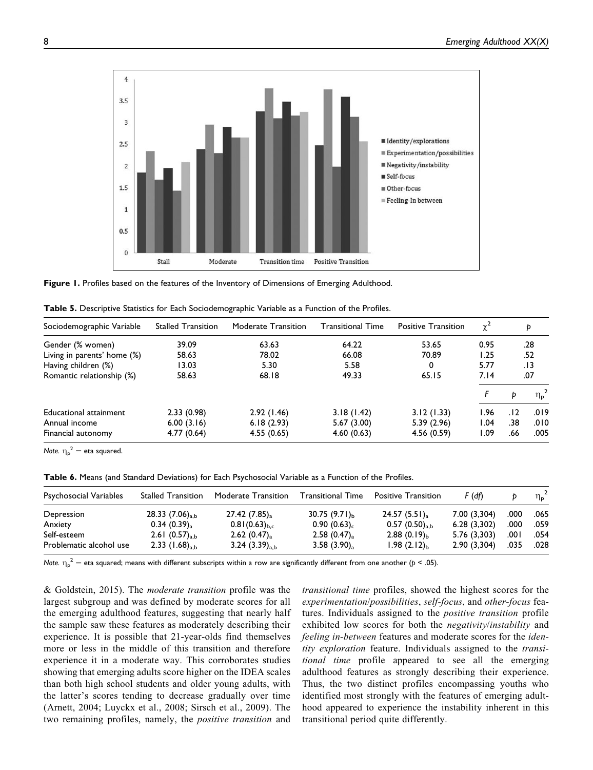**Figure 1.** Profiles based on the features of the Inventory of Dimensions of Emerging Adulthood.

**Table 5.** Descriptive Statistics for Each Sociodemographic Variable as a Function of the Profiles.

| Sociodemographic Variable | Stalled Transition | Moderate Transition | Transitional Time | Positive Transition | $\chi^2$ | $p$ | |
|---|---|---|---|---|---|---|---|
| Gender (% women) | 39.09 | 63.63 | 64.22 | 53.65 | 0.95 | .28 | |
| Living in parents' home (%) | 58.63 | 78.02 | 66.08 | 70.89 | 1.25 | .52 | |
| Having children (%) | 13.03 | 5.30 | 5.58 | 0 | 5.77 | .13 | |
| Romantic relationship (%) | 58.63 | 68.18 | 49.33 | 65.15 | 7.14 | .07 | |
| | | | | | $F$ | $p$ | $\eta_p^2$ |
| Educational attainment | 2.33 (0.98) | 2.92 (1.46) | 3.18 (1.42) | 3.12 (1.33) | 1.96 | .12 | .019 |
| Annual income | 6.00 (3.16) | 6.18 (2.93) | 5.67 (3.00) | 5.39 (2.96) | 1.04 | .38 | .010 |
| Financial autonomy | 4.77 (0.64) | 4.55 (0.65) | 4.60 (0.63) | 4.56 (0.59) | 1.09 | .66 | .005 |

*Note.* $\eta_p^2$ = eta squared.

**Table 6.** Means (and Standard Deviations) for Each Psychosocial Variable as a Function of the Profiles.

| Psychosocial Variables | Stalled Transition | Moderate Transition | Transitional Time | Positive Transition | $F$ (df) | $p$ | $\eta_p^2$ |
|---|---|---|---|---|---|---|---|
| Depression | $28.33\ (7.06)_{a,b}$ | $27.42\ (7.85)_{a}$ | $30.75\ (9.71)_{b}$ | $24.57\ (5.51)_{a}$ | 7.00 (3,304) | .000 | .065 |
| Anxiety | $0.34\ (0.39)_{a}$ | $0.81 (0.63)_{b,c}$ | $0.90\ (0.63)_{c}$ | $0.57\ (0.50)_{a,b}$ | 6.28 (3,302) | .000 | .059 |
| Self-esteem | $2.61\ (0.57)_{a,b}$ | $2.62\ (0.47)_{a}$ | $2.58\ (0.47)_{a}$ | $2.88\ (0.19)_{b}$ | 5.76 (3,303) | .001 | .054 |
| Problematic alcohol use | $2.33\ (1.68)_{a,b}$ | $3.24\ (3.39)_{a,b}$ | $3.58\ (3.90)_{a}$ | $1.98\ (2.12)_{b}$ | 2.90 (3,304) | .035 | .028 |

*Note.* $\eta_p^2$ = eta squared; means with different subscripts within a row are significantly different from one another ($p < .05$).

& Goldstein, 2015). The *moderate transition* profile was the largest subgroup and was defined by moderate scores for all the emerging adulthood features, suggesting that nearly half the sample saw these features as moderately describing their experience. It is possible that 21-year-olds find themselves more or less in the middle of this transition and therefore experience it in a moderate way. This corroborates studies showing that emerging adults score higher on the IDEA scales than both high school students and older young adults, with the latter's scores tending to decrease gradually over time (Arnett, 2004; Luyckx et al., 2008; Sirsch et al., 2009). The two remaining profiles, namely, the *positive transition* and *transitional time* profiles, showed the highest scores for the *experimentation*/*possibilities*, *self-focus*, and *other-focus* features. Individuals assigned to the *positive transition* profile exhibited low scores for both the *negativity*/*instability* and *feeling in-between* features and moderate scores for the *identity exploration* feature. Individuals assigned to the *transitional time* profile appeared to see all the emerging adulthood features as strongly describing their experience. Thus, the two distinct profiles encompassing youths who identified most strongly with the features of emerging adulthood appeared to experience the instability inherent in this transitional period quite differently.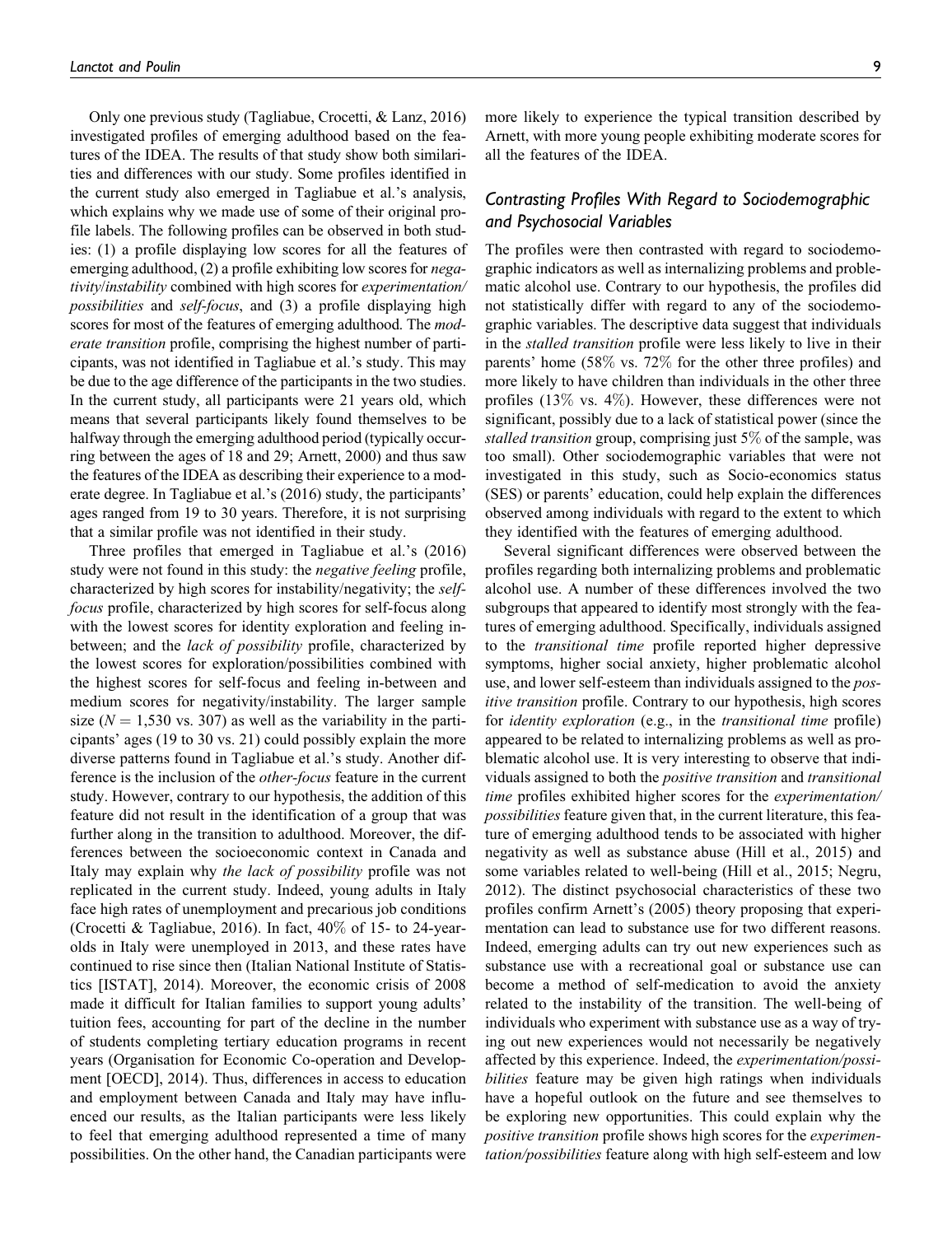Only one previous study (Tagliabue, Crocetti, & Lanz, 2016) investigated profiles of emerging adulthood based on the features of the IDEA. The results of that study show both similarities and differences with our study. Some profiles identified in the current study also emerged in Tagliabue et al.'s analysis, which explains why we made use of some of their original profile labels. The following profiles can be observed in both studies: (1) a profile displaying low scores for all the features of emerging adulthood, (2) a profile exhibiting low scores for *negativity/instability* combined with high scores for *experimentation/possibilities* and *self-focus*, and (3) a profile displaying high scores for most of the features of emerging adulthood. The *moderate transition* profile, comprising the highest number of participants, was not identified in Tagliabue et al.'s study. This may be due to the age difference of the participants in the two studies. In the current study, all participants were 21 years old, which means that several participants likely found themselves to be halfway through the emerging adulthood period (typically occurring between the ages of 18 and 29; Arnett, 2000) and thus saw the features of the IDEA as describing their experience to a moderate degree. In Tagliabue et al.'s (2016) study, the participants' ages ranged from 19 to 30 years. Therefore, it is not surprising that a similar profile was not identified in their study.

Three profiles that emerged in Tagliabue et al.'s (2016) study were not found in this study: the *negative feeling* profile, characterized by high scores for instability/negativity; the *self-focus* profile, characterized by high scores for self-focus along with the lowest scores for identity exploration and feeling in-between; and the *lack of possibility* profile, characterized by the lowest scores for exploration/possibilities combined with the highest scores for self-focus and feeling in-between and medium scores for negativity/instability. The larger sample size ($N$ = 1,530 vs. 307) as well as the variability in the participants' ages (19 to 30 vs. 21) could possibly explain the more diverse patterns found in Tagliabue et al.'s study. Another difference is the inclusion of the *other-focus* feature in the current study. However, contrary to our hypothesis, the addition of this feature did not result in the identification of a group that was further along in the transition to adulthood. Moreover, the differences between the socioeconomic context in Canada and Italy may explain why *the lack of possibility* profile was not replicated in the current study. Indeed, young adults in Italy face high rates of unemployment and precarious job conditions (Crocetti & Tagliabue, 2016). In fact, 40% of 15- to 24-year-olds in Italy were unemployed in 2013, and these rates have continued to rise since then (Italian National Institute of Statistics [ISTAT], 2014). Moreover, the economic crisis of 2008 made it difficult for Italian families to support young adults' tuition fees, accounting for part of the decline in the number of students completing tertiary education programs in recent years (Organisation for Economic Co-operation and Development [OECD], 2014). Thus, differences in access to education and employment between Canada and Italy may have influenced our results, as the Italian participants were less likely to feel that emerging adulthood represented a time of many possibilities. On the other hand, the Canadian participants were more likely to experience the typical transition described by Arnett, with more young people exhibiting moderate scores for all the features of the IDEA.

## Contrasting Profiles With Regard to Sociodemographic and Psychosocial Variables

The profiles were then contrasted with regard to sociodemographic indicators as well as internalizing problems and problematic alcohol use. Contrary to our hypothesis, the profiles did not statistically differ with regard to any of the sociodemographic variables. The descriptive data suggest that individuals in the *stalled transition* profile were less likely to live in their parents' home (58% vs. 72% for the other three profiles) and more likely to have children than individuals in the other three profiles (13% vs. 4%). However, these differences were not significant, possibly due to a lack of statistical power (since the *stalled transition* group, comprising just 5% of the sample, was too small). Other sociodemographic variables that were not investigated in this study, such as Socio-economics status (SES) or parents' education, could help explain the differences observed among individuals with regard to the extent to which they identified with the features of emerging adulthood.

Several significant differences were observed between the profiles regarding both internalizing problems and problematic alcohol use. A number of these differences involved the two subgroups that appeared to identify most strongly with the features of emerging adulthood. Specifically, individuals assigned to the *transitional time* profile reported higher depressive symptoms, higher social anxiety, higher problematic alcohol use, and lower self-esteem than individuals assigned to the *positive transition* profile. Contrary to our hypothesis, high scores for *identity exploration* (e.g., in the *transitional time* profile) appeared to be related to internalizing problems as well as problematic alcohol use. It is very interesting to observe that individuals assigned to both the *positive transition* and *transitional time* profiles exhibited higher scores for the *experimentation/possibilities* feature given that, in the current literature, this feature of emerging adulthood tends to be associated with higher negativity as well as substance abuse (Hill et al., 2015) and some variables related to well-being (Hill et al., 2015; Negru, 2012). The distinct psychosocial characteristics of these two profiles confirm Arnett's (2005) theory proposing that experimentation can lead to substance use for two different reasons. Indeed, emerging adults can try out new experiences such as substance use with a recreational goal or substance use can become a method of self-medication to avoid the anxiety related to the instability of the transition. The well-being of individuals who experiment with substance use as a way of trying out new experiences would not necessarily be negatively affected by this experience. Indeed, the *experimentation/possibilities* feature may be given high ratings when individuals have a hopeful outlook on the future and see themselves to be exploring new opportunities. This could explain why the *positive transition* profile shows high scores for the *experimentation/possibilities* feature along with high self-esteem and low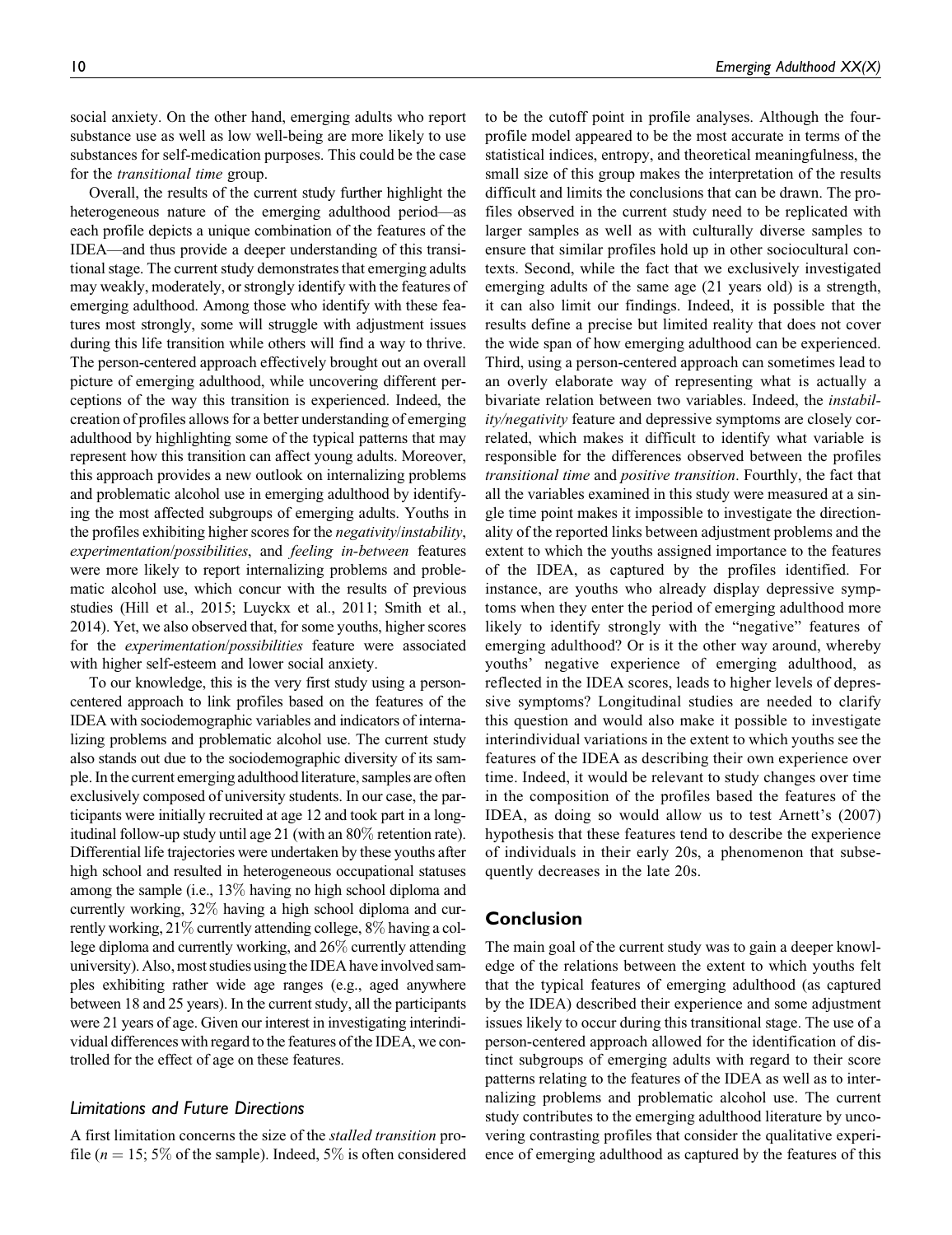social anxiety. On the other hand, emerging adults who report substance use as well as low well-being are more likely to use substances for self-medication purposes. This could be the case for the *transitional time* group.

Overall, the results of the current study further highlight the heterogeneous nature of the emerging adulthood period—as each profile depicts a unique combination of the features of the IDEA—and thus provide a deeper understanding of this transitional stage. The current study demonstrates that emerging adults may weakly, moderately, or strongly identify with the features of emerging adulthood. Among those who identify with these features most strongly, some will struggle with adjustment issues during this life transition while others will find a way to thrive. The person-centered approach effectively brought out an overall picture of emerging adulthood, while uncovering different perceptions of the way this transition is experienced. Indeed, the creation of profiles allows for a better understanding of emerging adulthood by highlighting some of the typical patterns that may represent how this transition can affect young adults. Moreover, this approach provides a new outlook on internalizing problems and problematic alcohol use in emerging adulthood by identifying the most affected subgroups of emerging adults. Youths in the profiles exhibiting higher scores for the *negativity/instability*, *experimentation/possibilities*, and *feeling in-between* features were more likely to report internalizing problems and problematic alcohol use, which concur with the results of previous studies (Hill et al., 2015; Luyckx et al., 2011; Smith et al., 2014). Yet, we also observed that, for some youths, higher scores for the *experimentation/possibilities* feature were associated with higher self-esteem and lower social anxiety.

To our knowledge, this is the very first study using a person-centered approach to link profiles based on the features of the IDEA with sociodemographic variables and indicators of internalizing problems and problematic alcohol use. The current study also stands out due to the sociodemographic diversity of its sample. In the current emerging adulthood literature, samples are often exclusively composed of university students. In our case, the participants were initially recruited at age 12 and took part in a longitudinal follow-up study until age 21 (with an 80% retention rate). Differential life trajectories were undertaken by these youths after high school and resulted in heterogeneous occupational statuses among the sample (i.e., 13% having no high school diploma and currently working, 32% having a high school diploma and currently working, 21% currently attending college, 8% having a college diploma and currently working, and 26% currently attending university). Also, most studies using the IDEA have involved samples exhibiting rather wide age ranges (e.g., aged anywhere between 18 and 25 years). In the current study, all the participants were 21 years of age. Given our interest in investigating interindividual differences with regard to the features of the IDEA, we controlled for the effect of age on these features.

### Limitations and Future Directions

A first limitation concerns the size of the *stalled transition* profile ($n = 15$; 5% of the sample). Indeed, 5% is often considered to be the cutoff point in profile analyses. Although the four-profile model appeared to be the most accurate in terms of the statistical indices, entropy, and theoretical meaningfulness, the small size of this group makes the interpretation of the results difficult and limits the conclusions that can be drawn. The profiles observed in the current study need to be replicated with larger samples as well as with culturally diverse samples to ensure that similar profiles hold up in other sociocultural contexts. Second, while the fact that we exclusively investigated emerging adults of the same age (21 years old) is a strength, it can also limit our findings. Indeed, it is possible that the results define a precise but limited reality that does not cover the wide span of how emerging adulthood can be experienced. Third, using a person-centered approach can sometimes lead to an overly elaborate way of representing what is actually a bivariate relation between two variables. Indeed, the *instability/negativity* feature and depressive symptoms are closely correlated, which makes it difficult to identify what variable is responsible for the differences observed between the profiles *transitional time* and *positive transition*. Fourthly, the fact that all the variables examined in this study were measured at a single time point makes it impossible to investigate the directionality of the reported links between adjustment problems and the extent to which the youths assigned importance to the features of the IDEA, as captured by the profiles identified. For instance, are youths who already display depressive symptoms when they enter the period of emerging adulthood more likely to identify strongly with the "negative" features of emerging adulthood? Or is it the other way around, whereby youths' negative experience of emerging adulthood, as reflected in the IDEA scores, leads to higher levels of depressive symptoms? Longitudinal studies are needed to clarify this question and would also make it possible to investigate interindividual variations in the extent to which youths see the features of the IDEA as describing their own experience over time. Indeed, it would be relevant to study changes over time in the composition of the profiles based the features of the IDEA, as doing so would allow us to test Arnett's (2007) hypothesis that these features tend to describe the experience of individuals in their early 20s, a phenomenon that subsequently decreases in the late 20s.

## Conclusion

The main goal of the current study was to gain a deeper knowledge of the relations between the extent to which youths felt that the typical features of emerging adulthood (as captured by the IDEA) described their experience and some adjustment issues likely to occur during this transitional stage. The use of a person-centered approach allowed for the identification of distinct subgroups of emerging adults with regard to their score patterns relating to the features of the IDEA as well as to internalizing problems and problematic alcohol use. The current study contributes to the emerging adulthood literature by uncovering contrasting profiles that consider the qualitative experience of emerging adulthood as captured by the features of this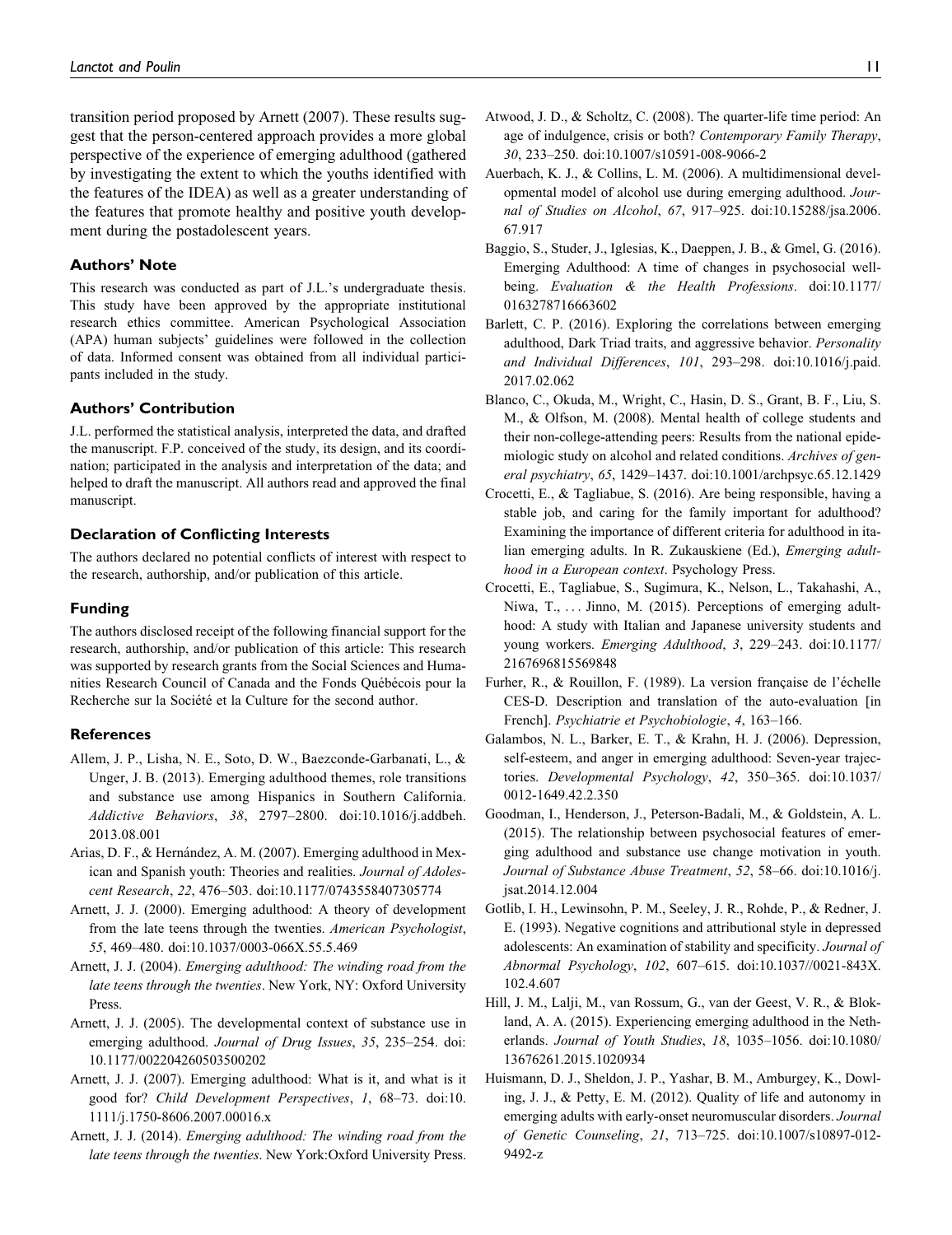transition period proposed by Arnett (2007). These results suggest that the person-centered approach provides a more global perspective of the experience of emerging adulthood (gathered by investigating the extent to which the youths identified with the features of the IDEA) as well as a greater understanding of the features that promote healthy and positive youth development during the postadolescent years.

### Authors' Note

This research was conducted as part of J.L.'s undergraduate thesis. This study have been approved by the appropriate institutional research ethics committee. American Psychological Association (APA) human subjects' guidelines were followed in the collection of data. Informed consent was obtained from all individual participants included in the study.

### Authors' Contribution

J.L. performed the statistical analysis, interpreted the data, and drafted the manuscript. F.P. conceived of the study, its design, and its coordination; participated in the analysis and interpretation of the data; and helped to draft the manuscript. All authors read and approved the final manuscript.

### Declaration of Conflicting Interests

The authors declared no potential conflicts of interest with respect to the research, authorship, and/or publication of this article.

### Funding

The authors disclosed receipt of the following financial support for the research, authorship, and/or publication of this article: This research was supported by research grants from the Social Sciences and Humanities Research Council of Canada and the Fonds Québécois pour la Recherche sur la Société et la Culture for the second author.

### References

Allem, J. P., Lisha, N. E., Soto, D. W., Baezconde-Garbanati, L., & Unger, J. B. (2013). Emerging adulthood themes, role transitions and substance use among Hispanics in Southern California. *Addictive Behaviors*, *38*, 2797–2800. doi:10.1016/j.addbeh.2013.08.001

Arias, D. F., & Hernández, A. M. (2007). Emerging adulthood in Mexican and Spanish youth: Theories and realities. *Journal of Adolescent Research*, *22*, 476–503. doi:10.1177/0743558407305774

Arnett, J. J. (2000). Emerging adulthood: A theory of development from the late teens through the twenties. *American Psychologist*, *55*, 469–480. doi:10.1037/0003-066X.55.5.469

Arnett, J. J. (2004). *Emerging adulthood: The winding road from the late teens through the twenties*. New York, NY: Oxford University Press.

Arnett, J. J. (2005). The developmental context of substance use in emerging adulthood. *Journal of Drug Issues*, *35*, 235–254. doi:10.1177/002204260503500202

Arnett, J. J. (2007). Emerging adulthood: What is it, and what is it good for? *Child Development Perspectives*, *1*, 68–73. doi:10.1111/j.1750-8606.2007.00016.x

Arnett, J. J. (2014). *Emerging adulthood: The winding road from the late teens through the twenties*. New York:Oxford University Press.

Atwood, J. D., & Scholtz, C. (2008). The quarter-life time period: An age of indulgence, crisis or both? *Contemporary Family Therapy*, *30*, 233–250. doi:10.1007/s10591-008-9066-2

Auerbach, K. J., & Collins, L. M. (2006). A multidimensional developmental model of alcohol use during emerging adulthood. *Journal of Studies on Alcohol*, *67*, 917–925. doi:10.15288/jsa.2006.67.917

Baggio, S., Studer, J., Iglesias, K., Daeppen, J. B., & Gmel, G. (2016). Emerging Adulthood: A time of changes in psychosocial well-being. *Evaluation & the Health Professions*. doi:10.1177/0163278716663602

Barlett, C. P. (2016). Exploring the correlations between emerging adulthood, Dark Triad traits, and aggressive behavior. *Personality and Individual Differences*, *101*, 293–298. doi:10.1016/j.paid.2017.02.062

Blanco, C., Okuda, M., Wright, C., Hasin, D. S., Grant, B. F., Liu, S. M., & Olfson, M. (2008). Mental health of college students and their non-college-attending peers: Results from the national epidemiologic study on alcohol and related conditions. *Archives of general psychiatry*, *65*, 1429–1437. doi:10.1001/archpsyc.65.12.1429

Crocetti, E., & Tagliabue, S. (2016). Are being responsible, having a stable job, and caring for the family important for adulthood? Examining the importance of different criteria for adulthood in italian emerging adults. In R. Zukauskiene (Ed.), *Emerging adulthood in a European context*. Psychology Press.

Crocetti, E., Tagliabue, S., Sugimura, K., Nelson, L., Takahashi, A., Niwa, T., ... Jinno, M. (2015). Perceptions of emerging adulthood: A study with Italian and Japanese university students and young workers. *Emerging Adulthood*, *3*, 229–243. doi:10.1177/2167696815569848

Furher, R., & Rouillon, F. (1989). La version française de l'échelle CES-D. Description and translation of the auto-evaluation [in French]. *Psychiatrie et Psychobiologie*, *4*, 163–166.

Galambos, N. L., Barker, E. T., & Krahn, H. J. (2006). Depression, self-esteem, and anger in emerging adulthood: Seven-year trajectories. *Developmental Psychology*, *42*, 350–365. doi:10.1037/0012-1649.42.2.350

Goodman, I., Henderson, J., Peterson-Badali, M., & Goldstein, A. L. (2015). The relationship between psychosocial features of emerging adulthood and substance use change motivation in youth. *Journal of Substance Abuse Treatment*, *52*, 58–66. doi:10.1016/j.jsat.2014.12.004

Gotlib, I. H., Lewinsohn, P. M., Seeley, J. R., Rohde, P., & Redner, J. E. (1993). Negative cognitions and attributional style in depressed adolescents: An examination of stability and specificity. *Journal of Abnormal Psychology*, *102*, 607–615. doi:10.1037//0021-843X.102.4.607

Hill, J. M., Lalji, M., van Rossum, G., van der Geest, V. R., & Blokland, A. A. (2015). Experiencing emerging adulthood in the Netherlands. *Journal of Youth Studies*, *18*, 1035–1056. doi:10.1080/13676261.2015.1020934

Huismann, D. J., Sheldon, J. P., Yashar, B. M., Amburgey, K., Dowling, J. J., & Petty, E. M. (2012). Quality of life and autonomy in emerging adults with early-onset neuromuscular disorders. *Journal of Genetic Counseling*, *21*, 713–725. doi:10.1007/s10897-012-9492-z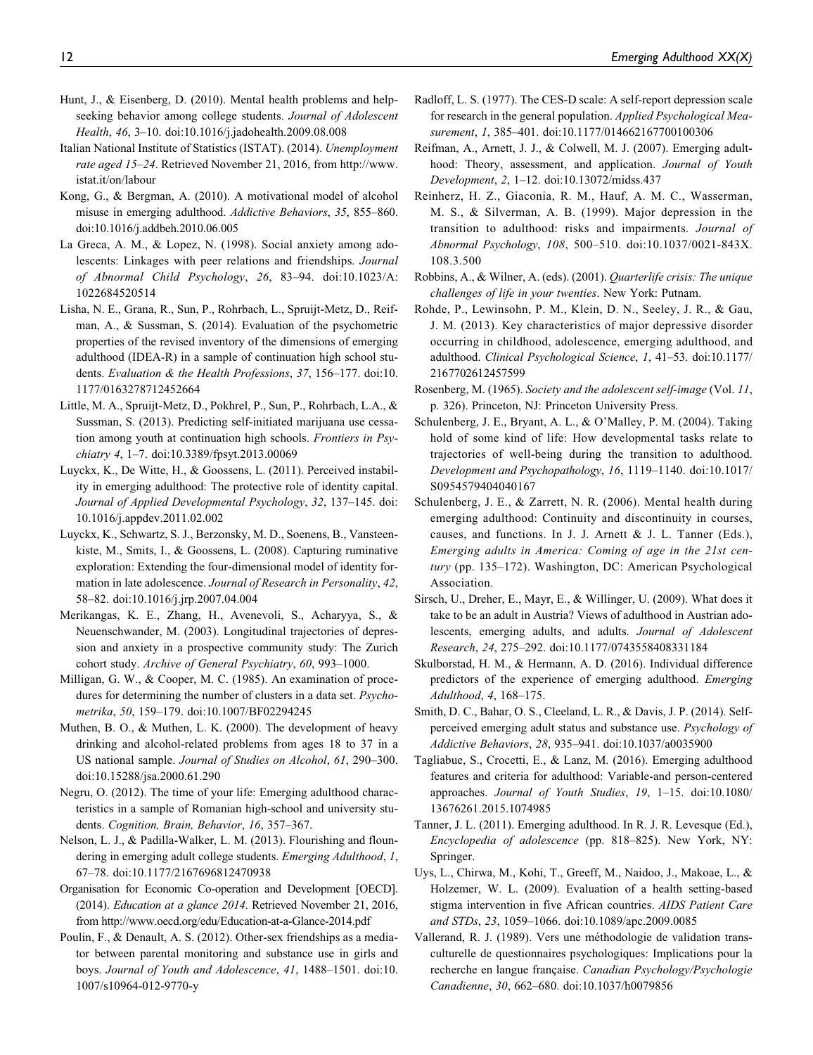Hunt, J., & Eisenberg, D. (2010). Mental health problems and help-seeking behavior among college students. *Journal of Adolescent Health*, *46*, 3–10. doi:10.1016/j.jadohealth.2009.08.008

Italian National Institute of Statistics (ISTAT). (2014). *Unemployment rate aged 15–24*. Retrieved November 21, 2016, from http://www.istat.it/on/labour

Kong, G., & Bergman, A. (2010). A motivational model of alcohol misuse in emerging adulthood. *Addictive Behaviors*, *35*, 855–860. doi:10.1016/j.addbeh.2010.06.005

La Greca, A. M., & Lopez, N. (1998). Social anxiety among adolescents: Linkages with peer relations and friendships. *Journal of Abnormal Child Psychology*, *26*, 83–94. doi:10.1023/A:1022684520514

Lisha, N. E., Grana, R., Sun, P., Rohrbach, L., Spruijt-Metz, D., Reifman, A., & Sussman, S. (2014). Evaluation of the psychometric properties of the revised inventory of the dimensions of emerging adulthood (IDEA-R) in a sample of continuation high school students. *Evaluation & the Health Professions*, *37*, 156–177. doi:10.1177/0163278712452664

Little, M. A., Spruijt-Metz, D., Pokhrel, P., Sun, P., Rohrbach, L.A., & Sussman, S. (2013). Predicting self-initiated marijuana use cessation among youth at continuation high schools. *Frontiers in Psychiatry 4*, 1–7. doi:10.3389/fpsyt.2013.00069

Luyckx, K., De Witte, H., & Goossens, L. (2011). Perceived instability in emerging adulthood: The protective role of identity capital. *Journal of Applied Developmental Psychology*, *32*, 137–145. doi:10.1016/j.appdev.2011.02.002

Luyckx, K., Schwartz, S. J., Berzonsky, M. D., Soenens, B., Vansteenkiste, M., Smits, I., & Goossens, L. (2008). Capturing ruminative exploration: Extending the four-dimensional model of identity formation in late adolescence. *Journal of Research in Personality*, *42*, 58–82. doi:10.1016/j.jrp.2007.04.004

Merikangas, K. E., Zhang, H., Avenevoli, S., Acharyya, S., & Neuenschwander, M. (2003). Longitudinal trajectories of depression and anxiety in a prospective community study: The Zurich cohort study. *Archive of General Psychiatry*, *60*, 993–1000.

Milligan, G. W., & Cooper, M. C. (1985). An examination of procedures for determining the number of clusters in a data set. *Psychometrika*, *50*, 159–179. doi:10.1007/BF02294245

Muthen, B. O., & Muthen, L. K. (2000). The development of heavy drinking and alcohol-related problems from ages 18 to 37 in a US national sample. *Journal of Studies on Alcohol*, *61*, 290–300. doi:10.15288/jsa.2000.61.290

Negru, O. (2012). The time of your life: Emerging adulthood characteristics in a sample of Romanian high-school and university students. *Cognition, Brain, Behavior*, *16*, 357–367.

Nelson, L. J., & Padilla-Walker, L. M. (2013). Flourishing and floundering in emerging adult college students. *Emerging Adulthood*, *1*, 67–78. doi:10.1177/2167696812470938

Organisation for Economic Co-operation and Development [OECD]. (2014). *Education at a glance 2014*. Retrieved November 21, 2016, from http://www.oecd.org/edu/Education-at-a-Glance-2014.pdf

Poulin, F., & Denault, A. S. (2012). Other-sex friendships as a mediator between parental monitoring and substance use in girls and boys. *Journal of Youth and Adolescence*, *41*, 1488–1501. doi:10.1007/s10964-012-9770-y

Radloff, L. S. (1977). The CES-D scale: A self-report depression scale for research in the general population. *Applied Psychological Measurement*, *1*, 385–401. doi:10.1177/014662167700100306

Reifman, A., Arnett, J. J., & Colwell, M. J. (2007). Emerging adulthood: Theory, assessment, and application. *Journal of Youth Development*, *2*, 1–12. doi:10.13072/midss.437

Reinherz, H. Z., Giaconia, R. M., Hauf, A. M. C., Wasserman, M. S., & Silverman, A. B. (1999). Major depression in the transition to adulthood: risks and impairments. *Journal of Abnormal Psychology*, *108*, 500–510. doi:10.1037/0021-843X.108.3.500

Robbins, A., & Wilner, A. (eds). (2001). *Quarterlife crisis: The unique challenges of life in your twenties*. New York: Putnam.

Rohde, P., Lewinsohn, P. M., Klein, D. N., Seeley, J. R., & Gau, J. M. (2013). Key characteristics of major depressive disorder occurring in childhood, adolescence, emerging adulthood, and adulthood. *Clinical Psychological Science*, *1*, 41–53. doi:10.1177/2167702612457599

Rosenberg, M. (1965). *Society and the adolescent self-image* (Vol. *11*, p. 326). Princeton, NJ: Princeton University Press.

Schulenberg, J. E., Bryant, A. L., & O'Malley, P. M. (2004). Taking hold of some kind of life: How developmental tasks relate to trajectories of well-being during the transition to adulthood. *Development and Psychopathology*, *16*, 1119–1140. doi:10.1017/S0954579404040167

Schulenberg, J. E., & Zarrett, N. R. (2006). Mental health during emerging adulthood: Continuity and discontinuity in courses, causes, and functions. In J. J. Arnett & J. L. Tanner (Eds.), *Emerging adults in America: Coming of age in the 21st century* (pp. 135–172). Washington, DC: American Psychological Association.

Sirsch, U., Dreher, E., Mayr, E., & Willinger, U. (2009). What does it take to be an adult in Austria? Views of adulthood in Austrian adolescents, emerging adults, and adults. *Journal of Adolescent Research*, *24*, 275–292. doi:10.1177/0743558408331184

Skulborstad, H. M., & Hermann, A. D. (2016). Individual difference predictors of the experience of emerging adulthood. *Emerging Adulthood*, *4*, 168–175.

Smith, D. C., Bahar, O. S., Cleeland, L. R., & Davis, J. P. (2014). Self-perceived emerging adult status and substance use. *Psychology of Addictive Behaviors*, *28*, 935–941. doi:10.1037/a0035900

Tagliabue, S., Crocetti, E., & Lanz, M. (2016). Emerging adulthood features and criteria for adulthood: Variable-and person-centered approaches. *Journal of Youth Studies*, *19*, 1–15. doi:10.1080/13676261.2015.1074985

Tanner, J. L. (2011). Emerging adulthood. In R. J. R. Levesque (Ed.), *Encyclopedia of adolescence* (pp. 818–825). New York, NY: Springer.

Uys, L., Chirwa, M., Kohi, T., Greeff, M., Naidoo, J., Makoae, L., & Holzemer, W. L. (2009). Evaluation of a health setting-based stigma intervention in five African countries. *AIDS Patient Care and STDs*, *23*, 1059–1066. doi:10.1089/apc.2009.0085

Vallerand, R. J. (1989). Vers une méthodologie de validation transculturelle de questionnaires psychologiques: Implications pour la recherche en langue française. *Canadian Psychology/Psychologie Canadienne*, *30*, 662–680. doi:10.1037/h0079856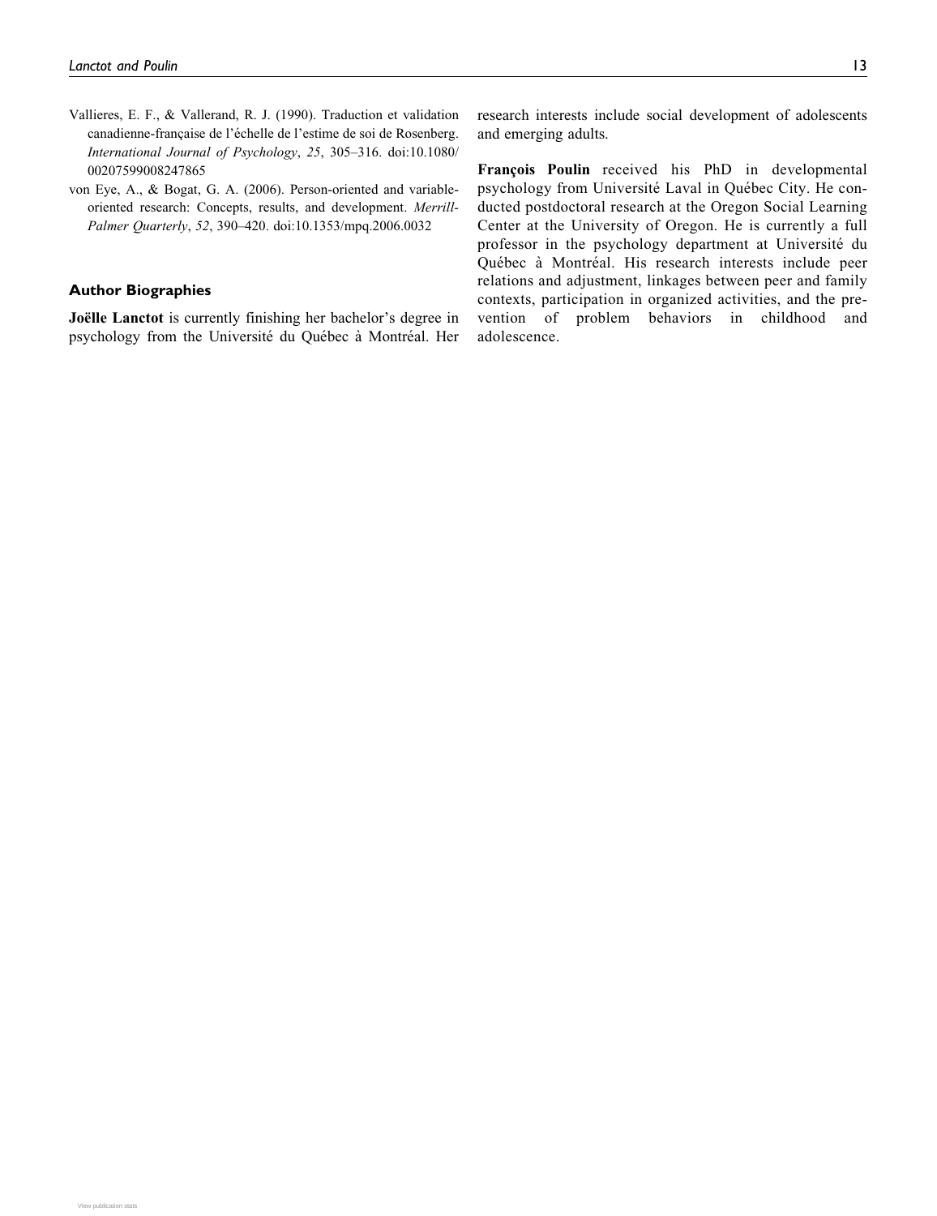Vallieres, E. F., & Vallerand, R. J. (1990). Traduction et validation canadienne-française de l'échelle de l'estime de soi de Rosenberg. *International Journal of Psychology*, *25*, 305–316. doi:10.1080/00207599008247865

von Eye, A., & Bogat, G. A. (2006). Person-oriented and variable-oriented research: Concepts, results, and development. *Merrill-Palmer Quarterly*, *52*, 390–420. doi:10.1353/mpq.2006.0032

## Author Biographies

**Joëlle Lanctot** is currently finishing her bachelor's degree in psychology from the Université du Québec à Montréal. Her research interests include social development of adolescents and emerging adults.

**François Poulin** received his PhD in developmental psychology from Université Laval in Québec City. He conducted postdoctoral research at the Oregon Social Learning Center at the University of Oregon. He is currently a full professor in the psychology department at Université du Québec à Montréal. His research interests include peer relations and adjustment, linkages between peer and family contexts, participation in organized activities, and the prevention of problem behaviors in childhood and adolescence.